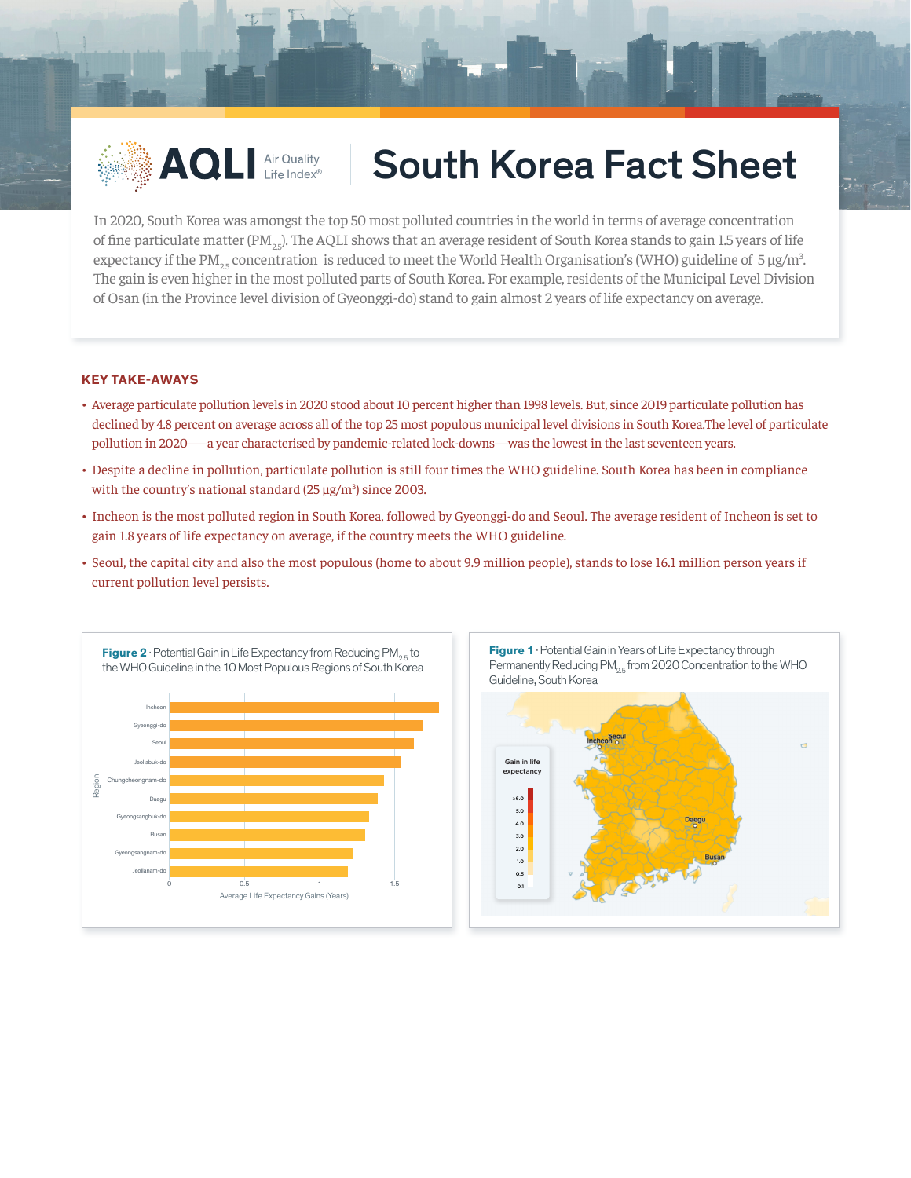# South Korea Fact Sheet

AQLI Air Quality Life Index®

In 2020, South Korea was amongst the top 50 most polluted countries in the world in terms of average concentration of fine particulate matter ($PM_{2.5}$). The AQLI shows that an average resident of South Korea stands to gain 1.5 years of life expectancy if the $PM_{2.5}$ concentration is reduced to meet the World Health Organisation's (WHO) guideline of 5 µg/m$^3$. The gain is even higher in the most polluted parts of South Korea. For example, residents of the Municipal Level Division of Osan (in the Province level division of Gyeonggi-do) stand to gain almost 2 years of life expectancy on average.

## KEY TAKE-AWAYS

- Average particulate pollution levels in 2020 stood about 10 percent higher than 1998 levels. But, since 2019 particulate pollution has declined by 4.8 percent on average across all of the top 25 most populous municipal level divisions in South Korea.The level of particulate pollution in 2020——a year characterised by pandemic-related lock-downs—was the lowest in the last seventeen years.
- Despite a decline in pollution, particulate pollution is still four times the WHO guideline. South Korea has been in compliance with the country's national standard (25 µg/m$^3$) since 2003.
- Incheon is the most polluted region in South Korea, followed by Gyeonggi-do and Seoul. The average resident of Incheon is set to gain 1.8 years of life expectancy on average, if the country meets the WHO guideline.
- Seoul, the capital city and also the most populous (home to about 9.9 million people), stands to lose 16.1 million person years if current pollution level persists.

**Figure 2** · Potential Gain in Life Expectancy from Reducing $PM_{2.5}$ to the WHO Guideline in the 10 Most Populous Regions of South Korea

**Figure 1** · Potential Gain in Years of Life Expectancy through Permanently Reducing $PM_{2.5}$ from 2020 Concentration to the WHO Guideline, South Korea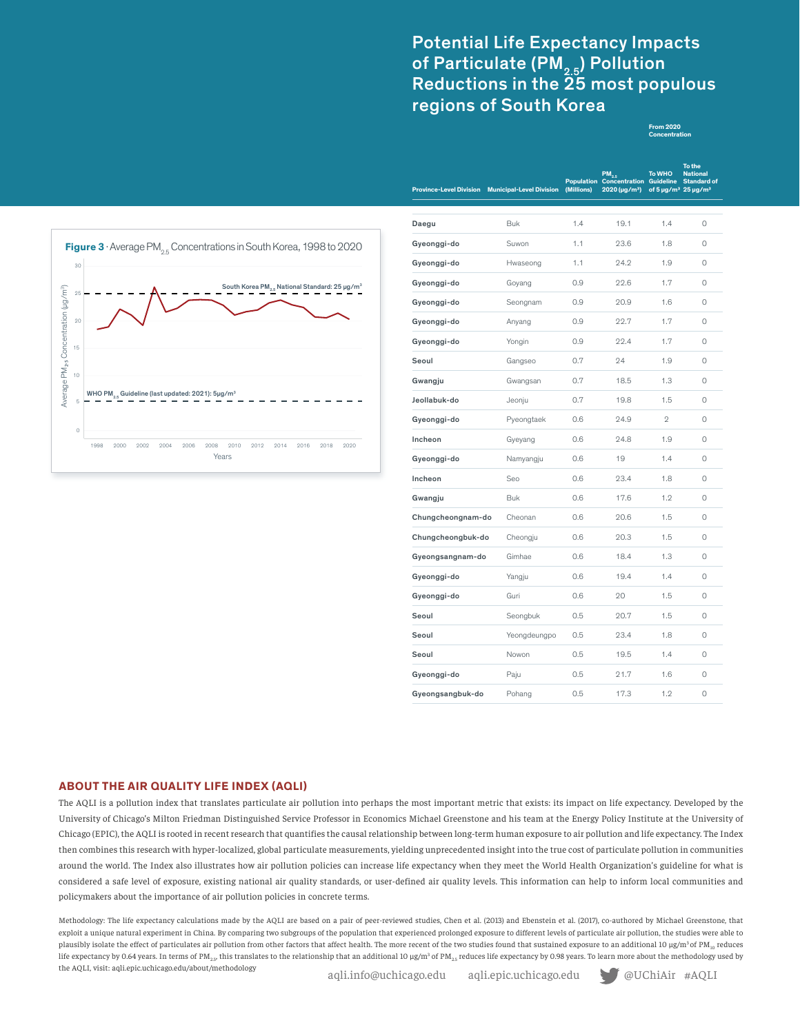# Potential Life Expectancy Impacts of Particulate ($PM_{2.5}$) Pollution Reductions in the 25 most populous regions of South Korea

| Province-Level Division | Municipal-Level Division | Population (Millions) | $PM_{2.5}$ Concentration 2020 (μg/m³) | From 2020 Concentration: To WHO Guideline of 5 μg/m³ | To the National Standard of 25 μg/m³ |
|---|---|---|---|---|---|
| Daegu | Buk | 1.4 | 19.1 | 1.4 | 0 |
| Gyeonggi-do | Suwon | 1.1 | 23.6 | 1.8 | 0 |
| Gyeonggi-do | Hwaseong | 1.1 | 24.2 | 1.9 | 0 |
| Gyeonggi-do | Goyang | 0.9 | 22.6 | 1.7 | 0 |
| Gyeonggi-do | Seongnam | 0.9 | 20.9 | 1.6 | 0 |
| Gyeonggi-do | Anyang | 0.9 | 22.7 | 1.7 | 0 |
| Gyeonggi-do | Yongin | 0.9 | 22.4 | 1.7 | 0 |
| Seoul | Gangseo | 0.7 | 24 | 1.9 | 0 |
| Gwangju | Gwangsan | 0.7 | 18.5 | 1.3 | 0 |
| Jeollabuk-do | Jeonju | 0.7 | 19.8 | 1.5 | 0 |
| Gyeonggi-do | Pyeongtaek | 0.6 | 24.9 | 2 | 0 |
| Incheon | Gyeyang | 0.6 | 24.8 | 1.9 | 0 |
| Gyeonggi-do | Namyangju | 0.6 | 19 | 1.4 | 0 |
| Incheon | Seo | 0.6 | 23.4 | 1.8 | 0 |
| Gwangju | Buk | 0.6 | 17.6 | 1.2 | 0 |
| Chungcheongnam-do | Cheonan | 0.6 | 20.6 | 1.5 | 0 |
| Chungcheongbuk-do | Cheongju | 0.6 | 20.3 | 1.5 | 0 |
| Gyeongsangnam-do | Gimhae | 0.6 | 18.4 | 1.3 | 0 |
| Gyeonggi-do | Yangju | 0.6 | 19.4 | 1.4 | 0 |
| Gyeonggi-do | Guri | 0.6 | 20 | 1.5 | 0 |
| Seoul | Seongbuk | 0.5 | 20.7 | 1.5 | 0 |
| Seoul | Yeongdeungpo | 0.5 | 23.4 | 1.8 | 0 |
| Seoul | Nowon | 0.5 | 19.5 | 1.4 | 0 |
| Gyeonggi-do | Paju | 0.5 | 21.7 | 1.6 | 0 |
| Gyeongsangbuk-do | Pohang | 0.5 | 17.3 | 1.2 | 0 |

**Figure 3** · Average $PM_{2.5}$ Concentrations in South Korea, 1998 to 2020

South Korea $PM_{2.5}$ National Standard: 25 μg/m³

WHO $PM_{2.5}$ Guideline (last updated: 2021): 5μg/m³

Average $PM_{2.5}$ Concentration (μg/m³)

30
25
20
15
10
5
0

1998 2000 2002 2004 2006 2008 2010 2012 2014 2016 2018 2020

Years

## ABOUT THE AIR QUALITY LIFE INDEX (AQLI)

The AQLI is a pollution index that translates particulate air pollution into perhaps the most important metric that exists: its impact on life expectancy. Developed by the University of Chicago's Milton Friedman Distinguished Service Professor in Economics Michael Greenstone and his team at the Energy Policy Institute at the University of Chicago (EPIC), the AQLI is rooted in recent research that quantifies the causal relationship between long-term human exposure to air pollution and life expectancy. The Index then combines this research with hyper-localized, global particulate measurements, yielding unprecedented insight into the true cost of particulate pollution in communities around the world. The Index also illustrates how air pollution policies can increase life expectancy when they meet the World Health Organization's guideline for what is considered a safe level of exposure, existing national air quality standards, or user-defined air quality levels. This information can help to inform local communities and policymakers about the importance of air pollution policies in concrete terms.

Methodology: The life expectancy calculations made by the AQLI are based on a pair of peer-reviewed studies, Chen et al. (2013) and Ebenstein et al. (2017), co-authored by Michael Greenstone, that exploit a unique natural experiment in China. By comparing two subgroups of the population that experienced prolonged exposure to different levels of particulate air pollution, the studies were able to plausibly isolate the effect of particulates air pollution from other factors that affect health. The more recent of the two studies found that sustained exposure to an additional 10 μg/m³ of $PM_{10}$ reduces life expectancy by 0.64 years. In terms of $PM_{2.5}$, this translates to the relationship that an additional 10 μg/m³ of $PM_{2.5}$ reduces life expectancy by 0.98 years. To learn more about the methodology used by the AQLI, visit: aqli.epic.uchicago.edu/about/methodology

aqli.info@uchicago.edu aqli.epic.uchicago.edu @UChiAir #AQLI